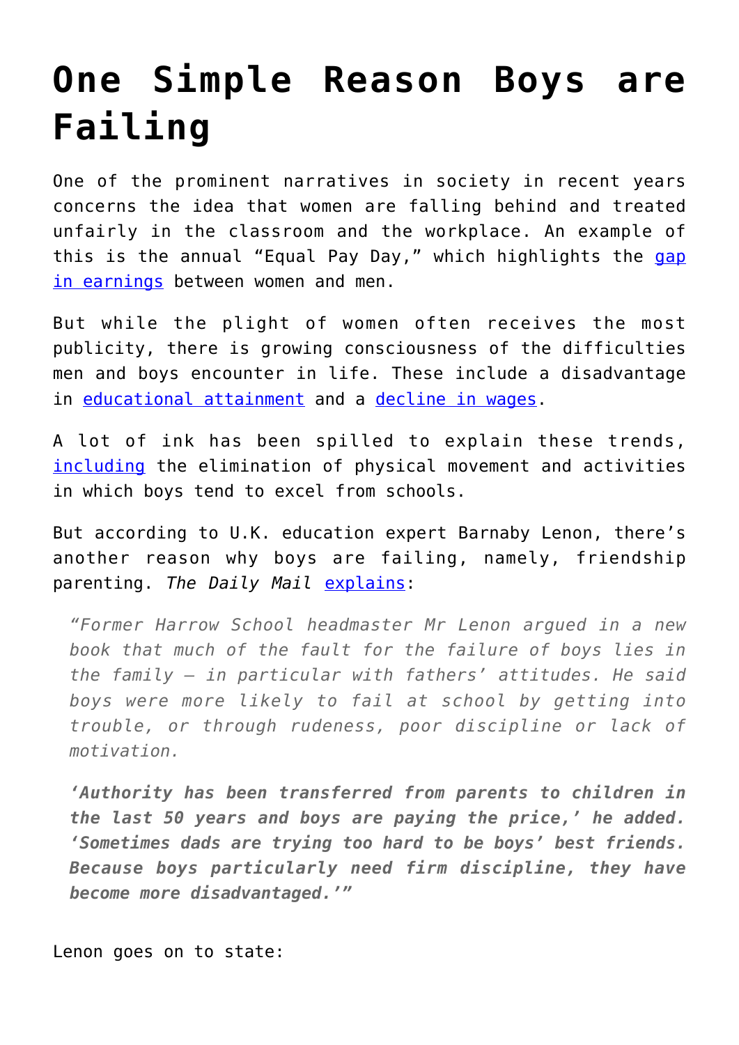# One Simple Reason Boys are Failing

One of the prominent narratives in society in recent years concerns the idea that women are falling behind and treated unfairly in the classroom and the workplace. An example of this is the annual "Equal Pay Day," which highlights the gap in earnings between women and men.

But while the plight of women often receives the most publicity, there is growing consciousness of the difficulties men and boys encounter in life. These include a disadvantage in educational attainment and a decline in wages.

A lot of ink has been spilled to explain these trends, including the elimination of physical movement and activities in which boys tend to excel from schools.

But according to U.K. education expert Barnaby Lenon, there's another reason why boys are failing, namely, friendship parenting. *The Daily Mail* explains:

> *"Former Harrow School headmaster Mr Lenon argued in a new book that much of the fault for the failure of boys lies in the family – in particular with fathers' attitudes. He said boys were more likely to fail at school by getting into trouble, or through rudeness, poor discipline or lack of motivation.*
>
> ***'Authority has been transferred from parents to children in the last 50 years and boys are paying the price,' he added. 'Sometimes dads are trying too hard to be boys' best friends. Because boys particularly need firm discipline, they have become more disadvantaged.'"***

Lenon goes on to state: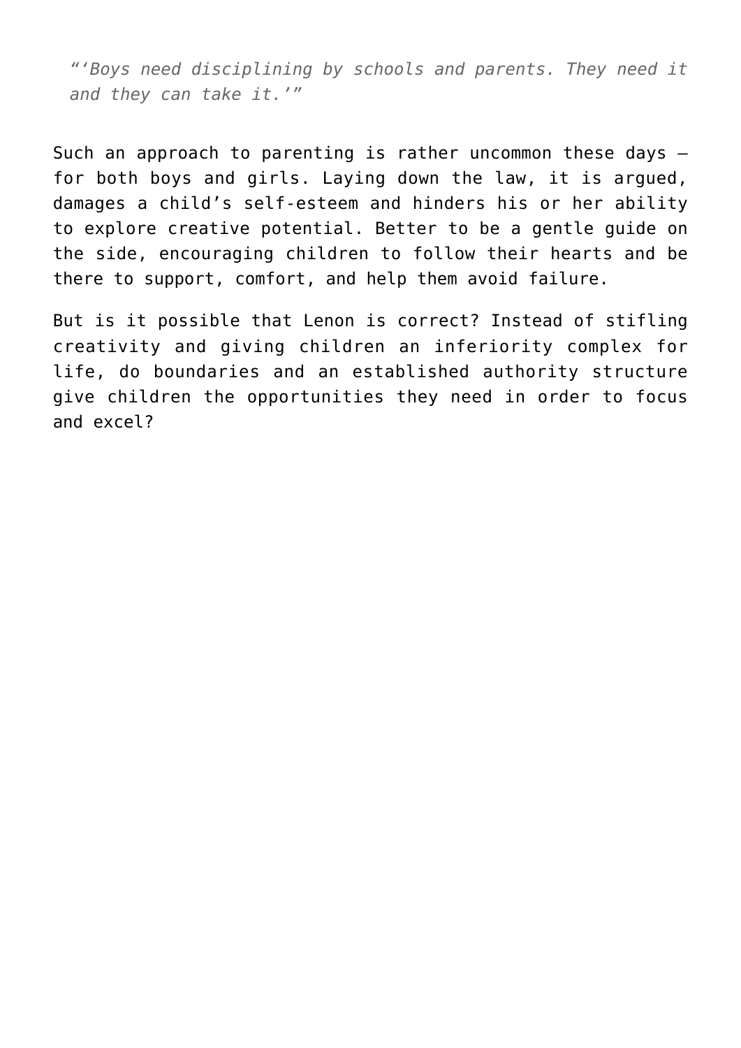> *"'Boys need disciplining by schools and parents. They need it and they can take it.'"*

Such an approach to parenting is rather uncommon these days – for both boys and girls. Laying down the law, it is argued, damages a child's self-esteem and hinders his or her ability to explore creative potential. Better to be a gentle guide on the side, encouraging children to follow their hearts and be there to support, comfort, and help them avoid failure.

But is it possible that Lenon is correct? Instead of stifling creativity and giving children an inferiority complex for life, do boundaries and an established authority structure give children the opportunities they need in order to focus and excel?